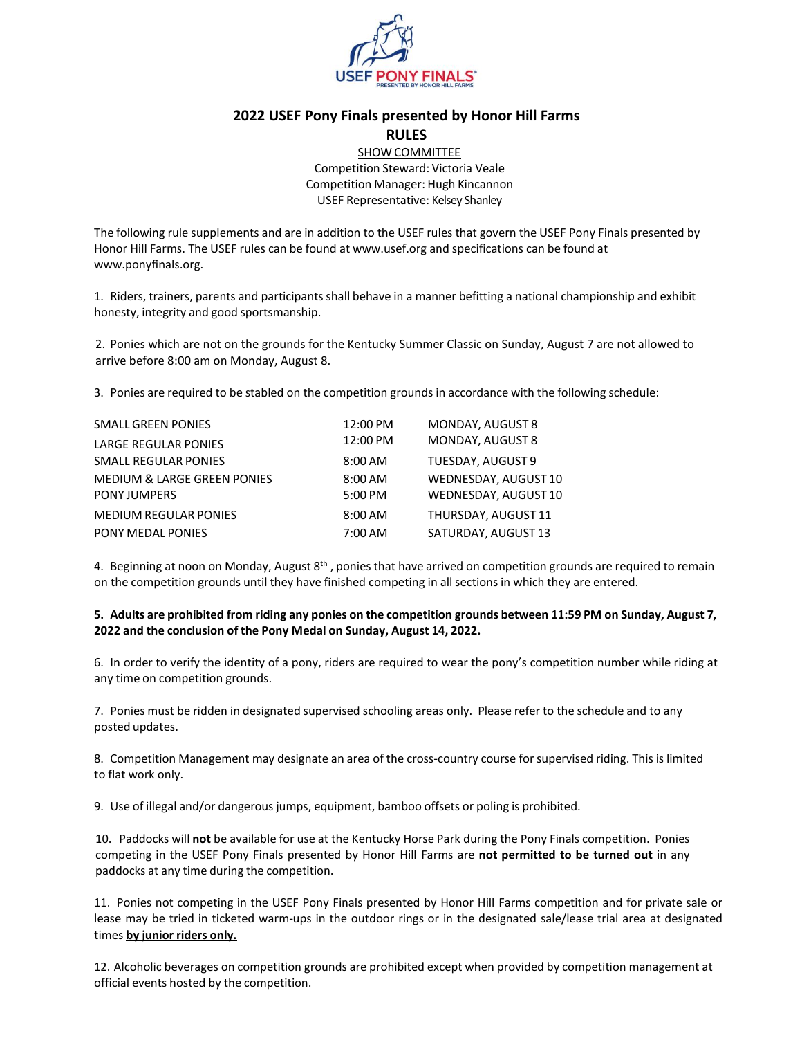# 2022 USEF Pony Finals presented by Honor Hill Farms

## RULES

SHOW COMMITTEE

Competition Steward: Victoria Veale
Competition Manager: Hugh Kincannon
USEF Representative: Kelsey Shanley

The following rule supplements and are in addition to the USEF rules that govern the USEF Pony Finals presented by Honor Hill Farms. The USEF rules can be found at www.usef.org and specifications can be found at www.ponyfinals.org.

1. Riders, trainers, parents and participants shall behave in a manner befitting a national championship and exhibit honesty, integrity and good sportsmanship.

2. Ponies which are not on the grounds for the Kentucky Summer Classic on Sunday, August 7 are not allowed to arrive before 8:00 am on Monday, August 8.

3. Ponies are required to be stabled on the competition grounds in accordance with the following schedule:

| | | |
|---|---|---|
| SMALL GREEN PONIES | 12:00 PM | MONDAY, AUGUST 8 |
| LARGE REGULAR PONIES | 12:00 PM | MONDAY, AUGUST 8 |
| SMALL REGULAR PONIES | 8:00 AM | TUESDAY, AUGUST 9 |
| MEDIUM & LARGE GREEN PONIES | 8:00 AM | WEDNESDAY, AUGUST 10 |
| PONY JUMPERS | 5:00 PM | WEDNESDAY, AUGUST 10 |
| MEDIUM REGULAR PONIES | 8:00 AM | THURSDAY, AUGUST 11 |
| PONY MEDAL PONIES | 7:00 AM | SATURDAY, AUGUST 13 |

4. Beginning at noon on Monday, August 8th, ponies that have arrived on competition grounds are required to remain on the competition grounds until they have finished competing in all sections in which they are entered.

**5. Adults are prohibited from riding any ponies on the competition grounds between 11:59 PM on Sunday, August 7, 2022 and the conclusion of the Pony Medal on Sunday, August 14, 2022.**

6. In order to verify the identity of a pony, riders are required to wear the pony's competition number while riding at any time on competition grounds.

7. Ponies must be ridden in designated supervised schooling areas only. Please refer to the schedule and to any posted updates.

8. Competition Management may designate an area of the cross-country course for supervised riding. This is limited to flat work only.

9. Use of illegal and/or dangerous jumps, equipment, bamboo offsets or poling is prohibited.

10. Paddocks will **not** be available for use at the Kentucky Horse Park during the Pony Finals competition. Ponies competing in the USEF Pony Finals presented by Honor Hill Farms are **not permitted to be turned out** in any paddocks at any time during the competition.

11. Ponies not competing in the USEF Pony Finals presented by Honor Hill Farms competition and for private sale or lease may be tried in ticketed warm-ups in the outdoor rings or in the designated sale/lease trial area at designated times **by junior riders only.**

12. Alcoholic beverages on competition grounds are prohibited except when provided by competition management at official events hosted by the competition.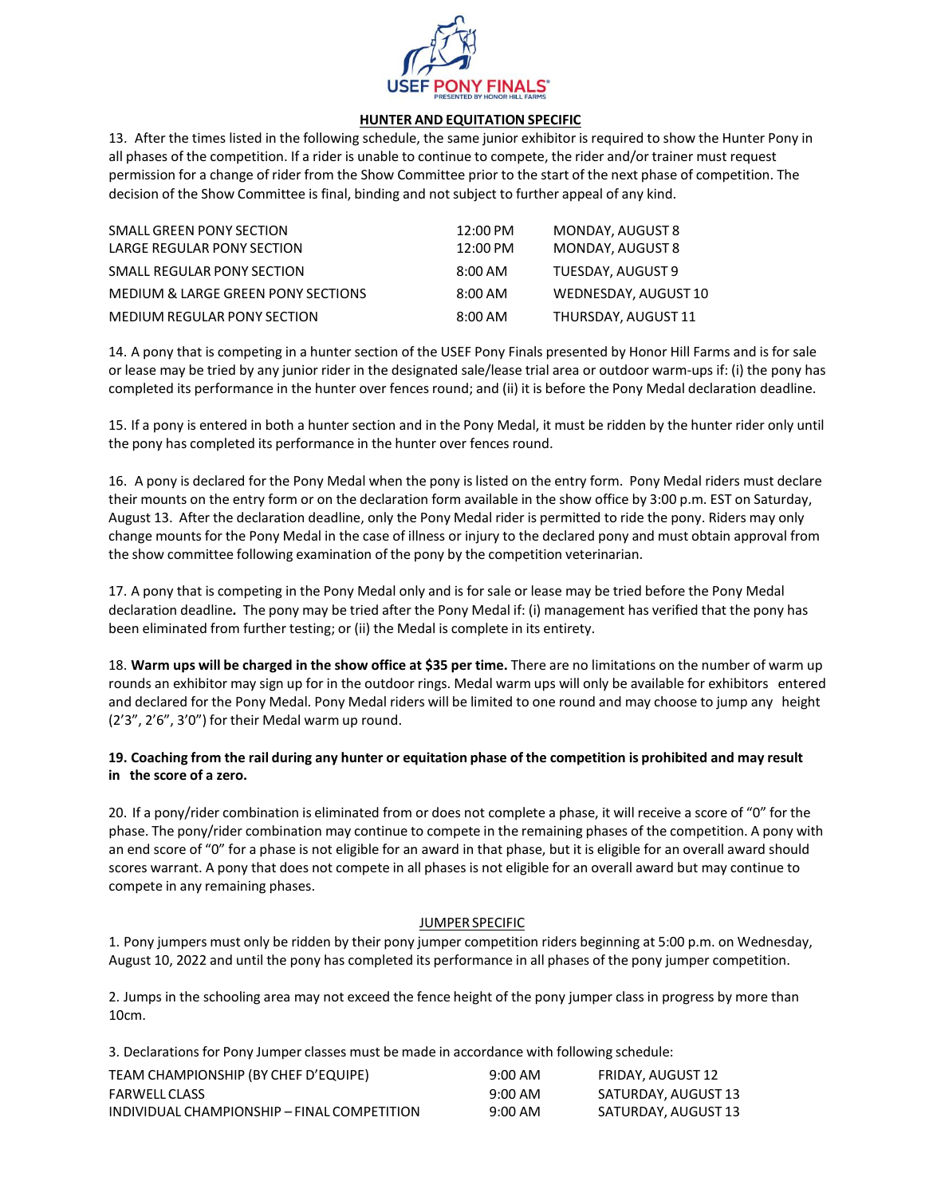## HUNTER AND EQUITATION SPECIFIC

13. After the times listed in the following schedule, the same junior exhibitor is required to show the Hunter Pony in all phases of the competition. If a rider is unable to continue to compete, the rider and/or trainer must request permission for a change of rider from the Show Committee prior to the start of the next phase of competition. The decision of the Show Committee is final, binding and not subject to further appeal of any kind.

| | | |
|---|---|---|
| SMALL GREEN PONY SECTION | 12:00 PM | MONDAY, AUGUST 8 |
| LARGE REGULAR PONY SECTION | 12:00 PM | MONDAY, AUGUST 8 |
| SMALL REGULAR PONY SECTION | 8:00 AM | TUESDAY, AUGUST 9 |
| MEDIUM & LARGE GREEN PONY SECTIONS | 8:00 AM | WEDNESDAY, AUGUST 10 |
| MEDIUM REGULAR PONY SECTION | 8:00 AM | THURSDAY, AUGUST 11 |

14. A pony that is competing in a hunter section of the USEF Pony Finals presented by Honor Hill Farms and is for sale or lease may be tried by any junior rider in the designated sale/lease trial area or outdoor warm-ups if: (i) the pony has completed its performance in the hunter over fences round; and (ii) it is before the Pony Medal declaration deadline.

15. If a pony is entered in both a hunter section and in the Pony Medal, it must be ridden by the hunter rider only until the pony has completed its performance in the hunter over fences round.

16. A pony is declared for the Pony Medal when the pony is listed on the entry form. Pony Medal riders must declare their mounts on the entry form or on the declaration form available in the show office by 3:00 p.m. EST on Saturday, August 13. After the declaration deadline, only the Pony Medal rider is permitted to ride the pony. Riders may only change mounts for the Pony Medal in the case of illness or injury to the declared pony and must obtain approval from the show committee following examination of the pony by the competition veterinarian.

17. A pony that is competing in the Pony Medal only and is for sale or lease may be tried before the Pony Medal declaration deadline**.** The pony may be tried after the Pony Medal if: (i) management has verified that the pony has been eliminated from further testing; or (ii) the Medal is complete in its entirety.

18. **Warm ups will be charged in the show office at $35 per time.** There are no limitations on the number of warm up rounds an exhibitor may sign up for in the outdoor rings. Medal warm ups will only be available for exhibitors entered and declared for the Pony Medal. Pony Medal riders will be limited to one round and may choose to jump any height (2'3", 2'6", 3'0") for their Medal warm up round.

**19. Coaching from the rail during any hunter or equitation phase of the competition is prohibited and may result in the score of a zero.**

20. If a pony/rider combination is eliminated from or does not complete a phase, it will receive a score of "0" for the phase. The pony/rider combination may continue to compete in the remaining phases of the competition. A pony with an end score of "0" for a phase is not eligible for an award in that phase, but it is eligible for an overall award should scores warrant. A pony that does not compete in all phases is not eligible for an overall award but may continue to compete in any remaining phases.

## JUMPER SPECIFIC

1. Pony jumpers must only be ridden by their pony jumper competition riders beginning at 5:00 p.m. on Wednesday, August 10, 2022 and until the pony has completed its performance in all phases of the pony jumper competition.

2. Jumps in the schooling area may not exceed the fence height of the pony jumper class in progress by more than 10cm.

3. Declarations for Pony Jumper classes must be made in accordance with following schedule:

| | | |
|---|---|---|
| TEAM CHAMPIONSHIP (BY CHEF D'EQUIPE) | 9:00 AM | FRIDAY, AUGUST 12 |
| FARWELL CLASS | 9:00 AM | SATURDAY, AUGUST 13 |
| INDIVIDUAL CHAMPIONSHIP – FINAL COMPETITION | 9:00 AM | SATURDAY, AUGUST 13 |